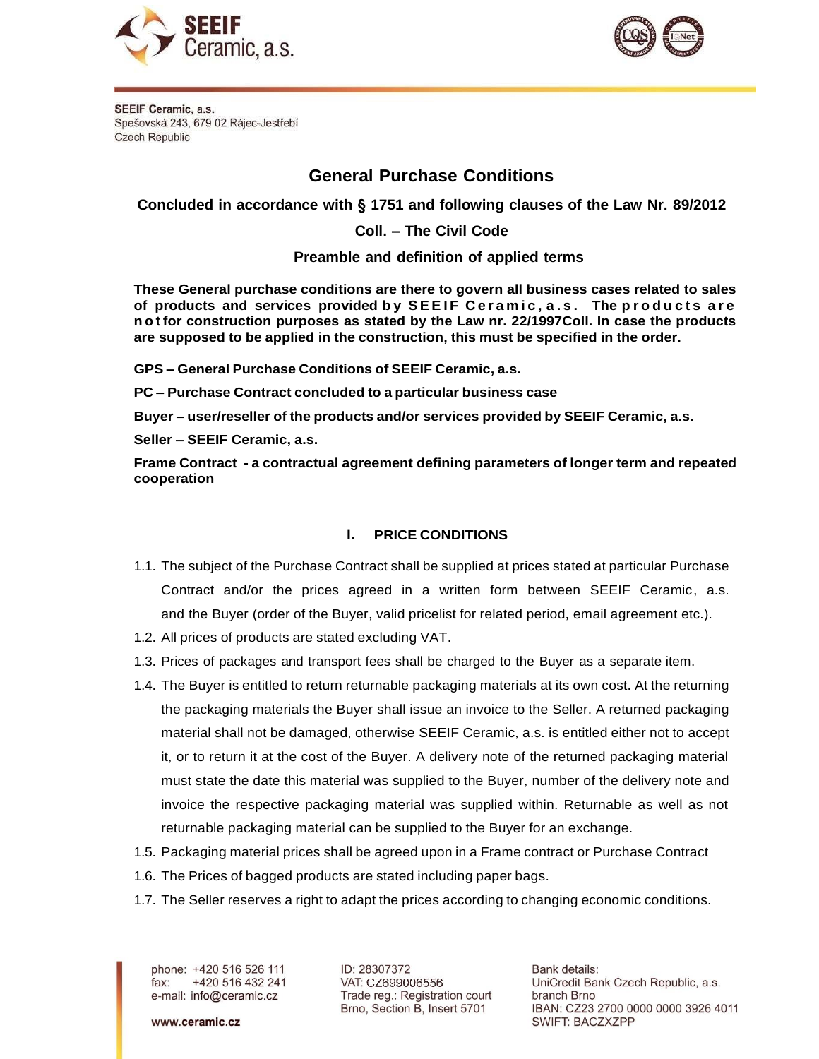SEEIF Ceramic, a.s.
Spešovská 243, 679 02 Rájec-Jestřebí
Czech Republic

# General Purchase Conditions

**Concluded in accordance with § 1751 and following clauses of the Law Nr. 89/2012 Coll. – The Civil Code**

## Preamble and definition of applied terms

**These General purchase conditions are there to govern all business cases related to sales of products and services provided by SEEIF Ceramic, a.s. The products are not for construction purposes as stated by the Law nr. 22/1997Coll. In case the products are supposed to be applied in the construction, this must be specified in the order.**

**GPS – General Purchase Conditions of SEEIF Ceramic, a.s.**

**PC – Purchase Contract concluded to a particular business case**

**Buyer – user/reseller of the products and/or services provided by SEEIF Ceramic, a.s.**

**Seller – SEEIF Ceramic, a.s.**

**Frame Contract - a contractual agreement defining parameters of longer term and repeated cooperation**

## I. PRICE CONDITIONS

1.1. The subject of the Purchase Contract shall be supplied at prices stated at particular Purchase Contract and/or the prices agreed in a written form between SEEIF Ceramic, a.s. and the Buyer (order of the Buyer, valid pricelist for related period, email agreement etc.).

1.2. All prices of products are stated excluding VAT.

1.3. Prices of packages and transport fees shall be charged to the Buyer as a separate item.

1.4. The Buyer is entitled to return returnable packaging materials at its own cost. At the returning the packaging materials the Buyer shall issue an invoice to the Seller. A returned packaging material shall not be damaged, otherwise SEEIF Ceramic, a.s. is entitled either not to accept it, or to return it at the cost of the Buyer. A delivery note of the returned packaging material must state the date this material was supplied to the Buyer, number of the delivery note and invoice the respective packaging material was supplied within. Returnable as well as not returnable packaging material can be supplied to the Buyer for an exchange.

1.5. Packaging material prices shall be agreed upon in a Frame contract or Purchase Contract

1.6. The Prices of bagged products are stated including paper bags.

1.7. The Seller reserves a right to adapt the prices according to changing economic conditions.

phone: +420 516 526 111
fax: +420 516 432 241
e-mail: info@ceramic.cz

www.ceramic.cz

ID: 28307372
VAT: CZ699006556
Trade reg.: Registration court Brno, Section B, Insert 5701

Bank details:
UniCredit Bank Czech Republic, a.s.
branch Brno
IBAN: CZ23 2700 0000 0000 3926 4011
SWIFT: BACZXZPP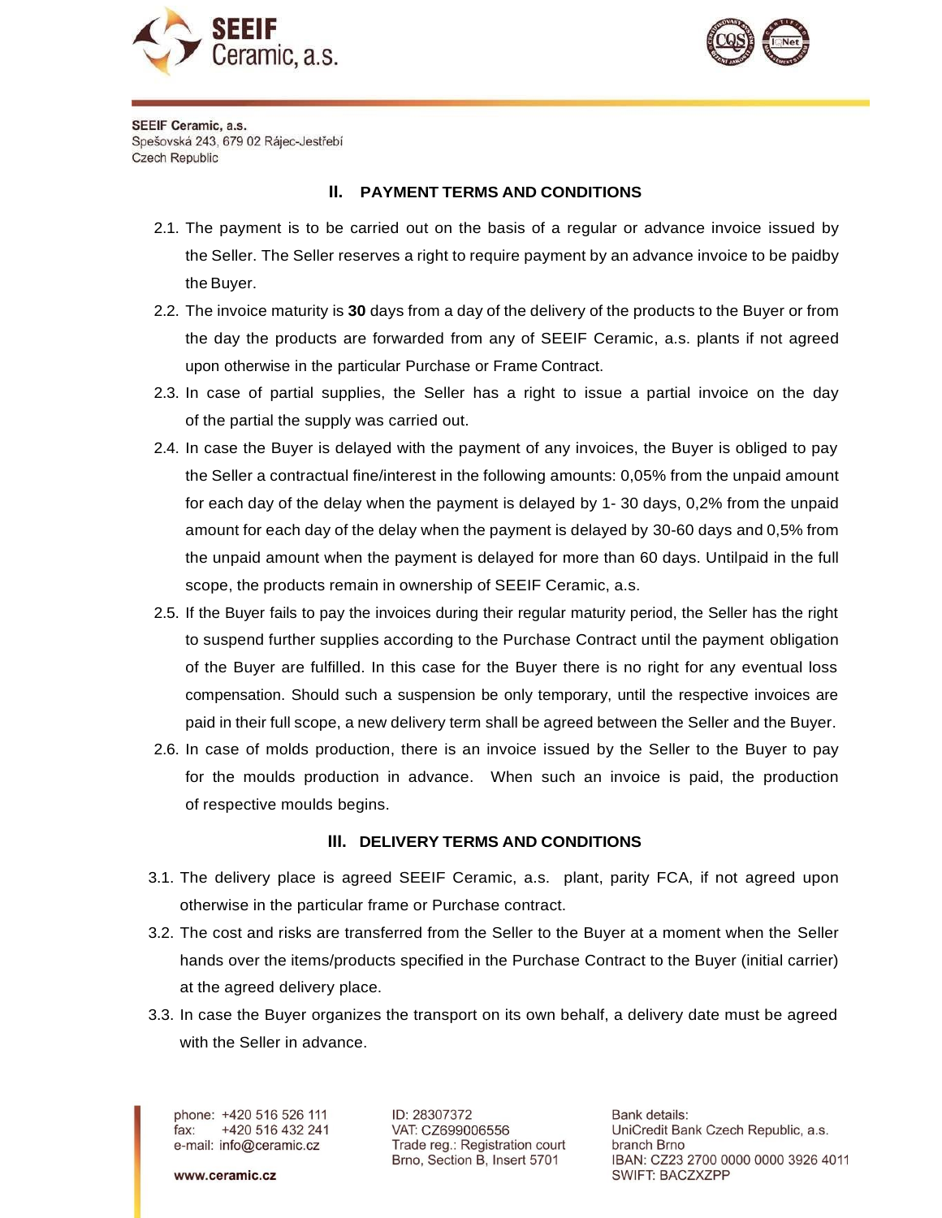## II. PAYMENT TERMS AND CONDITIONS

2.1. The payment is to be carried out on the basis of a regular or advance invoice issued by the Seller. The Seller reserves a right to require payment by an advance invoice to be paidby the Buyer.

2.2. The invoice maturity is **30** days from a day of the delivery of the products to the Buyer or from the day the products are forwarded from any of SEEIF Ceramic, a.s. plants if not agreed upon otherwise in the particular Purchase or Frame Contract.

2.3. In case of partial supplies, the Seller has a right to issue a partial invoice on the day of the partial the supply was carried out.

2.4. In case the Buyer is delayed with the payment of any invoices, the Buyer is obliged to pay the Seller a contractual fine/interest in the following amounts: 0,05% from the unpaid amount for each day of the delay when the payment is delayed by 1- 30 days, 0,2% from the unpaid amount for each day of the delay when the payment is delayed by 30-60 days and 0,5% from the unpaid amount when the payment is delayed for more than 60 days. Untilpaid in the full scope, the products remain in ownership of SEEIF Ceramic, a.s.

2.5. If the Buyer fails to pay the invoices during their regular maturity period, the Seller has the right to suspend further supplies according to the Purchase Contract until the payment obligation of the Buyer are fulfilled. In this case for the Buyer there is no right for any eventual loss compensation. Should such a suspension be only temporary, until the respective invoices are paid in their full scope, a new delivery term shall be agreed between the Seller and the Buyer.

2.6. In case of molds production, there is an invoice issued by the Seller to the Buyer to pay for the moulds production in advance. When such an invoice is paid, the production of respective moulds begins.

## III. DELIVERY TERMS AND CONDITIONS

3.1. The delivery place is agreed SEEIF Ceramic, a.s. plant, parity FCA, if not agreed upon otherwise in the particular frame or Purchase contract.

3.2. The cost and risks are transferred from the Seller to the Buyer at a moment when the Seller hands over the items/products specified in the Purchase Contract to the Buyer (initial carrier) at the agreed delivery place.

3.3. In case the Buyer organizes the transport on its own behalf, a delivery date must be agreed with the Seller in advance.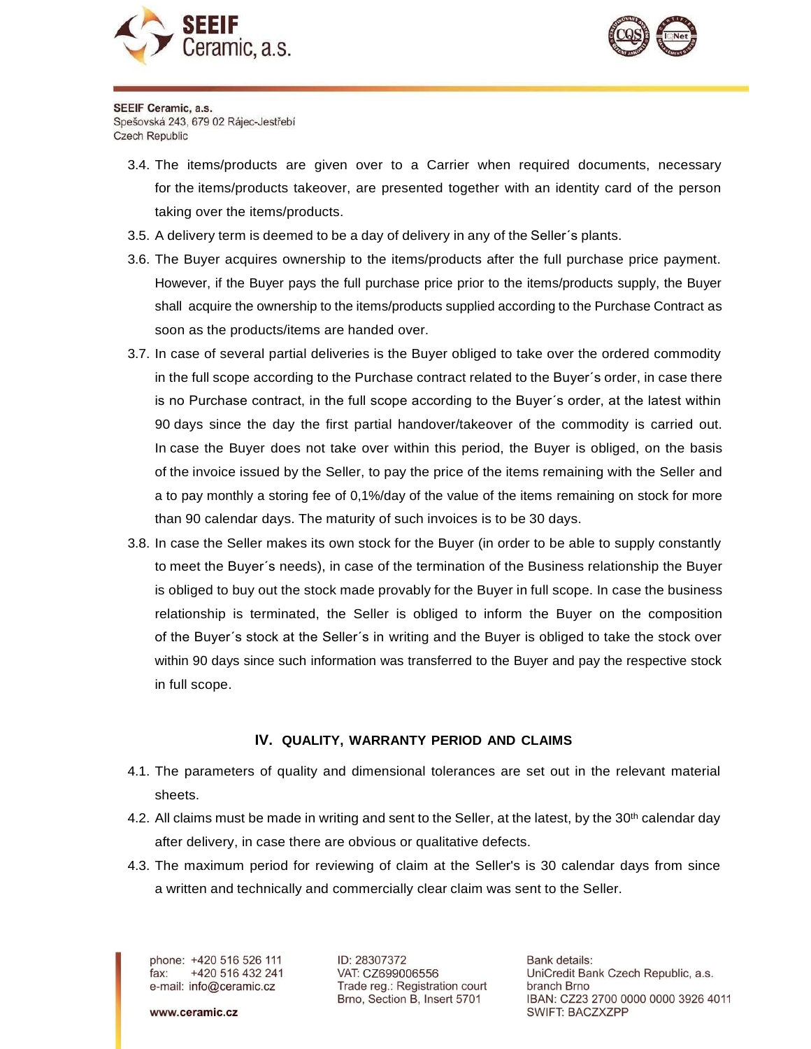3.4. The items/products are given over to a Carrier when required documents, necessary for the items/products takeover, are presented together with an identity card of the person taking over the items/products.

3.5. A delivery term is deemed to be a day of delivery in any of the Seller´s plants.

3.6. The Buyer acquires ownership to the items/products after the full purchase price payment. However, if the Buyer pays the full purchase price prior to the items/products supply, the Buyer shall acquire the ownership to the items/products supplied according to the Purchase Contract as soon as the products/items are handed over.

3.7. In case of several partial deliveries is the Buyer obliged to take over the ordered commodity in the full scope according to the Purchase contract related to the Buyer´s order, in case there is no Purchase contract, in the full scope according to the Buyer´s order, at the latest within 90 days since the day the first partial handover/takeover of the commodity is carried out. In case the Buyer does not take over within this period, the Buyer is obliged, on the basis of the invoice issued by the Seller, to pay the price of the items remaining with the Seller and a to pay monthly a storing fee of 0,1%/day of the value of the items remaining on stock for more than 90 calendar days. The maturity of such invoices is to be 30 days.

3.8. In case the Seller makes its own stock for the Buyer (in order to be able to supply constantly to meet the Buyer´s needs), in case of the termination of the Business relationship the Buyer is obliged to buy out the stock made provably for the Buyer in full scope. In case the business relationship is terminated, the Seller is obliged to inform the Buyer on the composition of the Buyer´s stock at the Seller´s in writing and the Buyer is obliged to take the stock over within 90 days since such information was transferred to the Buyer and pay the respective stock in full scope.

## IV. QUALITY, WARRANTY PERIOD AND CLAIMS

4.1. The parameters of quality and dimensional tolerances are set out in the relevant material sheets.

4.2. All claims must be made in writing and sent to the Seller, at the latest, by the 30th calendar day after delivery, in case there are obvious or qualitative defects.

4.3. The maximum period for reviewing of claim at the Seller's is 30 calendar days from since a written and technically and commercially clear claim was sent to the Seller.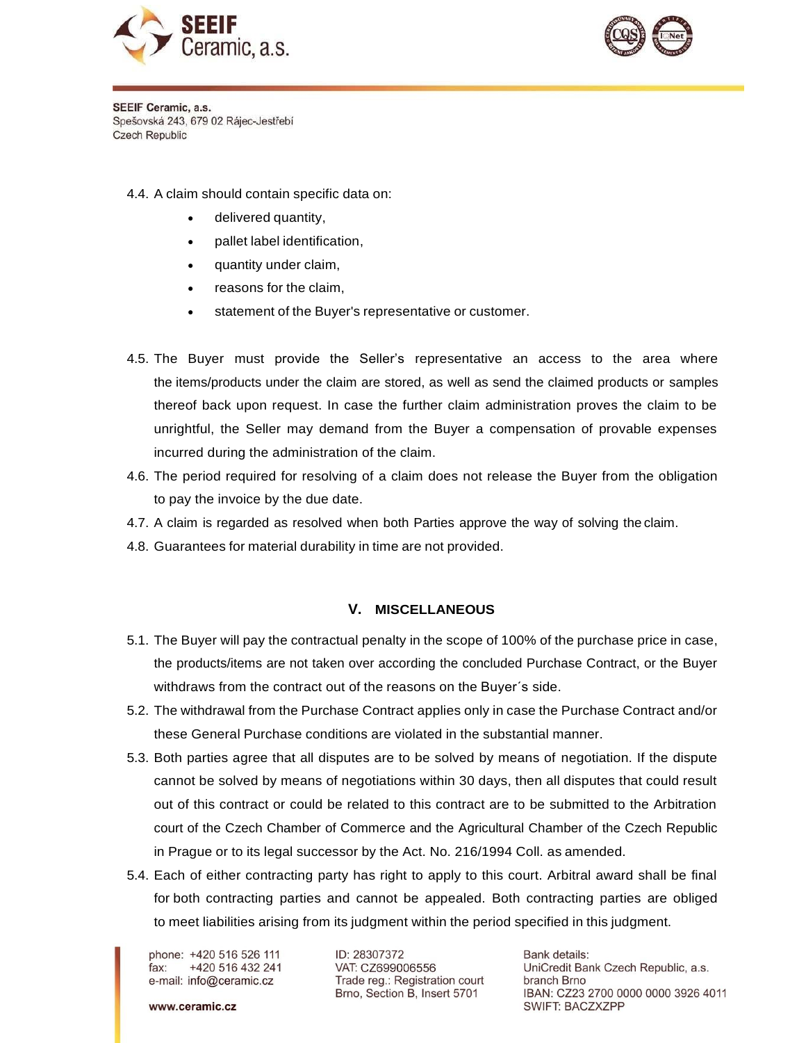4.4. A claim should contain specific data on:

- delivered quantity,
- pallet label identification,
- quantity under claim,
- reasons for the claim,
- statement of the Buyer's representative or customer.

4.5. The Buyer must provide the Seller's representative an access to the area where the items/products under the claim are stored, as well as send the claimed products or samples thereof back upon request. In case the further claim administration proves the claim to be unrightful, the Seller may demand from the Buyer a compensation of provable expenses incurred during the administration of the claim.

4.6. The period required for resolving of a claim does not release the Buyer from the obligation to pay the invoice by the due date.

4.7. A claim is regarded as resolved when both Parties approve the way of solving the claim.

4.8. Guarantees for material durability in time are not provided.

## V. MISCELLANEOUS

5.1. The Buyer will pay the contractual penalty in the scope of 100% of the purchase price in case, the products/items are not taken over according the concluded Purchase Contract, or the Buyer withdraws from the contract out of the reasons on the Buyer´s side.

5.2. The withdrawal from the Purchase Contract applies only in case the Purchase Contract and/or these General Purchase conditions are violated in the substantial manner.

5.3. Both parties agree that all disputes are to be solved by means of negotiation. If the dispute cannot be solved by means of negotiations within 30 days, then all disputes that could result out of this contract or could be related to this contract are to be submitted to the Arbitration court of the Czech Chamber of Commerce and the Agricultural Chamber of the Czech Republic in Prague or to its legal successor by the Act. No. 216/1994 Coll. as amended.

5.4. Each of either contracting party has right to apply to this court. Arbitral award shall be final for both contracting parties and cannot be appealed. Both contracting parties are obliged to meet liabilities arising from its judgment within the period specified in this judgment.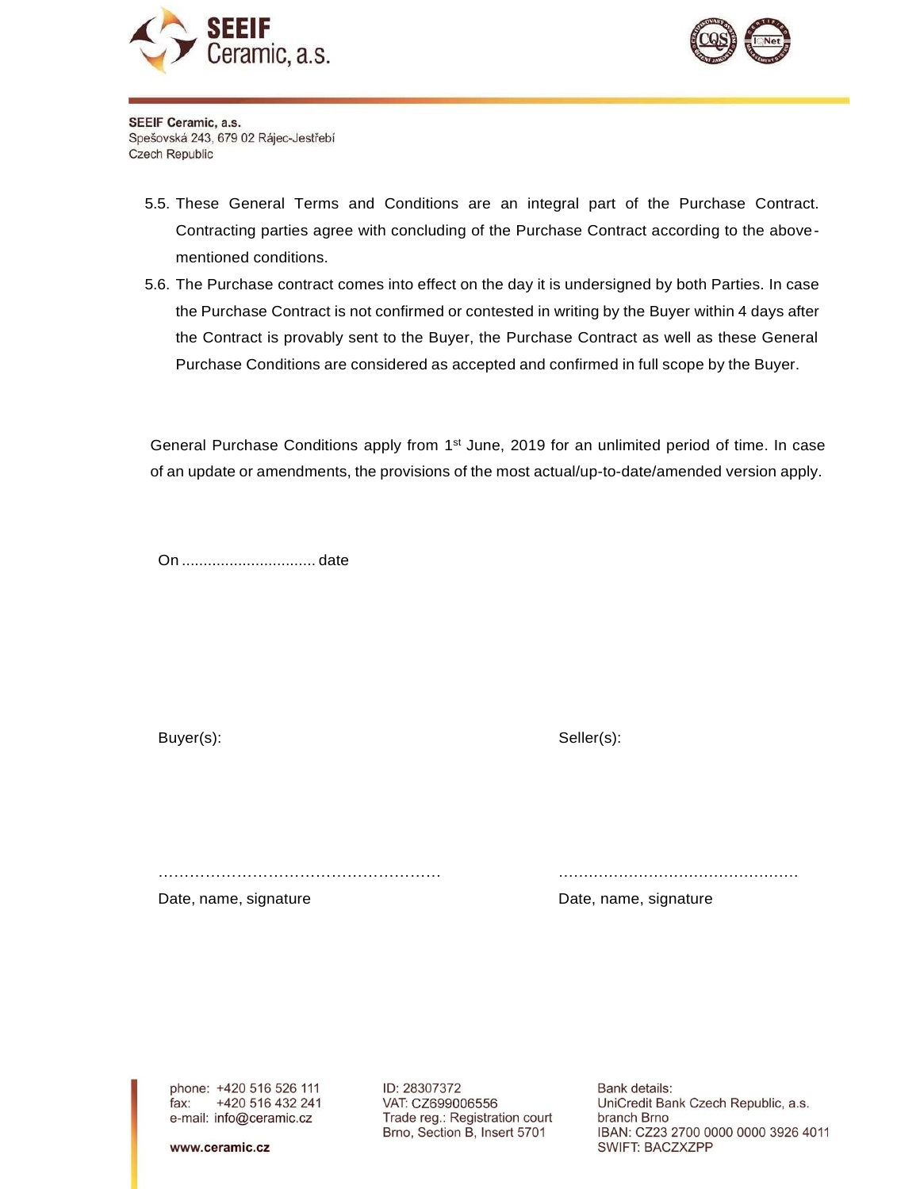5.5. These General Terms and Conditions are an integral part of the Purchase Contract. Contracting parties agree with concluding of the Purchase Contract according to the above-mentioned conditions.

5.6. The Purchase contract comes into effect on the day it is undersigned by both Parties. In case the Purchase Contract is not confirmed or contested in writing by the Buyer within 4 days after the Contract is provably sent to the Buyer, the Purchase Contract as well as these General Purchase Conditions are considered as accepted and confirmed in full scope by the Buyer.

General Purchase Conditions apply from 1st June, 2019 for an unlimited period of time. In case of an update or amendments, the provisions of the most actual/up-to-date/amended version apply.

On ............................... date

| Buyer(s): | Seller(s): |
|---|---|
| ……………………………………………… | ……………………………………… |
| Date, name, signature | Date, name, signature |